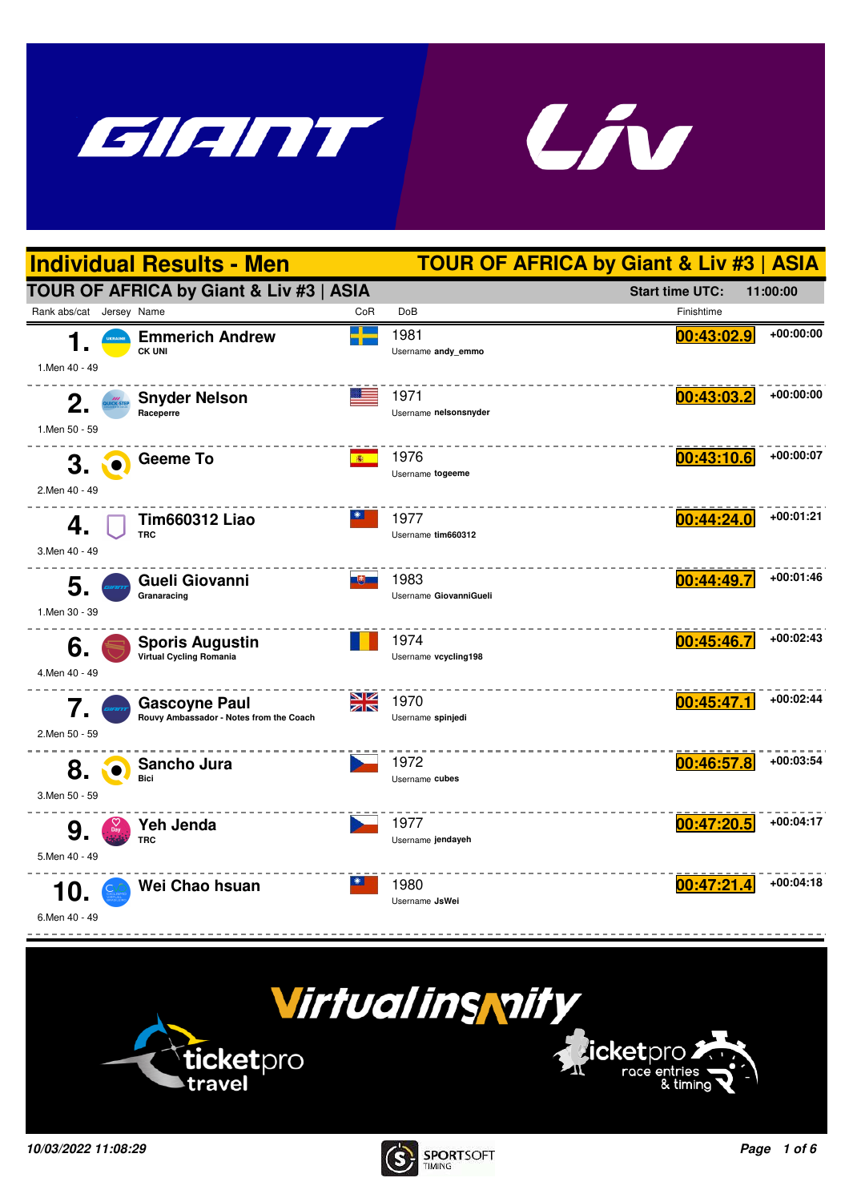# Individual Results - Men

## TOUR OF AFRICA by Giant & Liv #3 | ASIA

**TOUR OF AFRICA by Giant & Liv #3 | ASIA** — Start time UTC: 11:00:00

| Rank abs/cat | Name | CoR | DoB | Finishtime | |
|---|---|---|---|---|---|
| **1.** 1.Men 40 - 49 | **Emmerich Andrew** CK UNI | | 1981 Username **andy_emmo** | 00:43:02.9 | +00:00:00 |
| **2.** 1.Men 50 - 59 | **Snyder Nelson** Raceperre | | 1971 Username **nelsonsnyder** | 00:43:03.2 | +00:00:00 |
| **3.** 2.Men 40 - 49 | **Geeme To** | | 1976 Username **togeeme** | 00:43:10.6 | +00:00:07 |
| **4.** 3.Men 40 - 49 | **Tim660312 Liao** TRC | | 1977 Username **tim660312** | 00:44:24.0 | +00:01:21 |
| **5.** 1.Men 30 - 39 | **Gueli Giovanni** Granaracing | | 1983 Username **GiovanniGueli** | 00:44:49.7 | +00:01:46 |
| **6.** 4.Men 40 - 49 | **Sporis Augustin** Virtual Cycling Romania | | 1974 Username **vcycling198** | 00:45:46.7 | +00:02:43 |
| **7.** 2.Men 50 - 59 | **Gascoyne Paul** Rouvy Ambassador - Notes from the Coach | | 1970 Username **spinjedi** | 00:45:47.1 | +00:02:44 |
| **8.** 3.Men 50 - 59 | **Sancho Jura** Bici | | 1972 Username **cubes** | 00:46:57.8 | +00:03:54 |
| **9.** 5.Men 40 - 49 | **Yeh Jenda** TRC | | 1977 Username **jendayeh** | 00:47:20.5 | +00:04:17 |
| **10.** 6.Men 40 - 49 | **Wei Chao hsuan** | | 1980 Username **JsWei** | 00:47:21.4 | +00:04:18 |

*10/03/2022 11:08:29*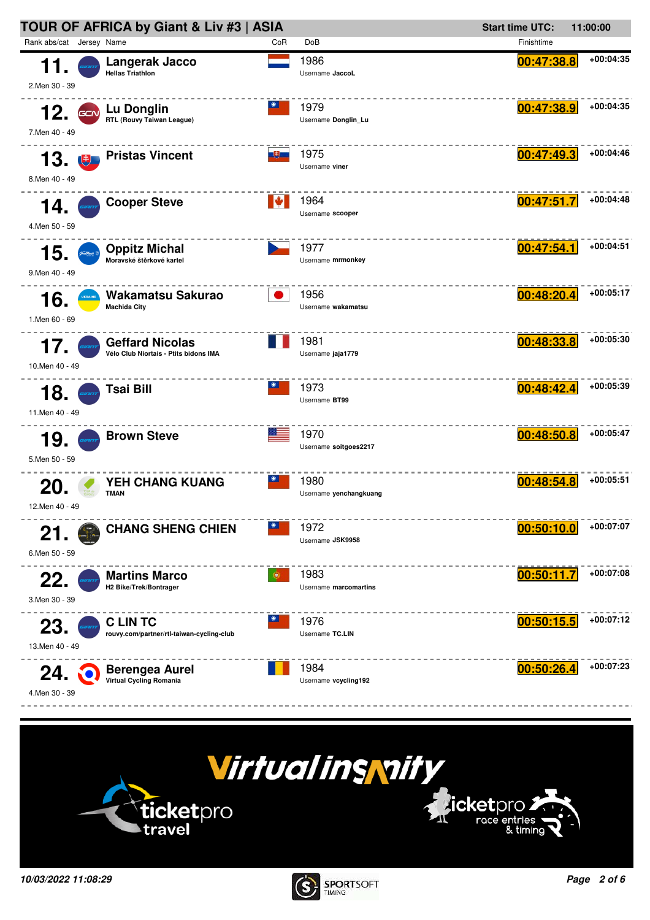# TOUR OF AFRICA by Giant & Liv #3 | ASIA

**Start time UTC:** 11:00:00

| Rank abs/cat | Jersey | Name | CoR | DoB | Finishtime | |
|---|---|---|---|---|---|---|
| **11.** 2.Men 30 - 39 | | **Langerak Jacco** Hellas Triathlon | | 1986 Username **JaccoL** | **00:47:38.8** | +00:04:35 |
| **12.** 7.Men 40 - 49 | | **Lu Donglin** RTL (Rouvy Taiwan League) | | 1979 Username **Donglin_Lu** | **00:47:38.9** | +00:04:35 |
| **13.** 8.Men 40 - 49 | | **Pristas Vincent** | | 1975 Username **viner** | **00:47:49.3** | +00:04:46 |
| **14.** 4.Men 50 - 59 | | **Cooper Steve** | | 1964 Username **scooper** | **00:47:51.7** | +00:04:48 |
| **15.** 9.Men 40 - 49 | | **Oppitz Michal** Moravské štěrkové kartel | | 1977 Username **mrmonkey** | **00:47:54.1** | +00:04:51 |
| **16.** 1.Men 60 - 69 | | **Wakamatsu Sakurao** Machida City | | 1956 Username **wakamatsu** | **00:48:20.4** | +00:05:17 |
| **17.** 10.Men 40 - 49 | | **Geffard Nicolas** Vélo Club Niortais - Ptits bidons IMA | | 1981 Username **jaja1779** | **00:48:33.8** | +00:05:30 |
| **18.** 11.Men 40 - 49 | | **Tsai Bill** | | 1973 Username **BT99** | **00:48:42.4** | +00:05:39 |
| **19.** 5.Men 50 - 59 | | **Brown Steve** | | 1970 Username **soitgoes2217** | **00:48:50.8** | +00:05:47 |
| **20.** 12.Men 40 - 49 | | **YEH CHANG KUANG** TMAN | | 1980 Username **yenchangkuang** | **00:48:54.8** | +00:05:51 |
| **21.** 6.Men 50 - 59 | | **CHANG SHENG CHIEN** | | 1972 Username **JSK9958** | **00:50:10.0** | +00:07:07 |
| **22.** 3.Men 30 - 39 | | **Martins Marco** H2 Bike/Trek/Bontrager | | 1983 Username **marcomartins** | **00:50:11.7** | +00:07:08 |
| **23.** 13.Men 40 - 49 | | **C LIN TC** rouvy.com/partner/rtl-taiwan-cycling-club | | 1976 Username **TC.LIN** | **00:50:15.5** | +00:07:12 |
| **24.** 4.Men 30 - 39 | | **Berengea Aurel** Virtual Cycling Romania | | 1984 Username **vcycling192** | **00:50:26.4** | +00:07:23 |

*10/03/2022 11:08:29*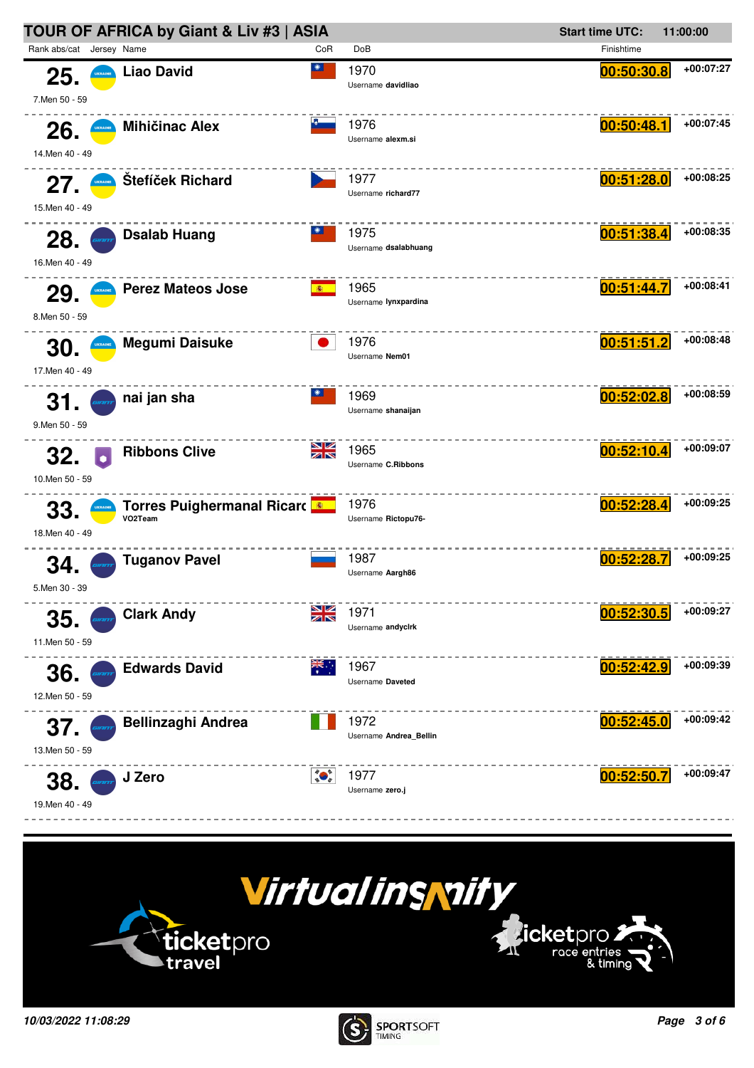# TOUR OF AFRICA by Giant & Liv #3 | ASIA

**Start time UTC:** 11:00:00

| Rank abs | Rank cat | Jersey | Name | CoR | DoB | Username | Finishtime | Gap |
|---|---|---|---|---|---|---|---|---|
| 25. | 7.Men 50 - 59 | | Liao David | | 1970 | davidliao | 00:50:30.8 | +00:07:27 |
| 26. | 14.Men 40 - 49 | | Mihičinac Alex | | 1976 | alexm.si | 00:50:48.1 | +00:07:45 |
| 27. | 15.Men 40 - 49 | | Štefíček Richard | | 1977 | richard77 | 00:51:28.0 | +00:08:25 |
| 28. | 16.Men 40 - 49 | | Dsalab Huang | | 1975 | dsalabhuang | 00:51:38.4 | +00:08:35 |
| 29. | 8.Men 50 - 59 | | Perez Mateos Jose | | 1965 | lynxpardina | 00:51:44.7 | +00:08:41 |
| 30. | 17.Men 40 - 49 | | Megumi Daisuke | | 1976 | Nem01 | 00:51:51.2 | +00:08:48 |
| 31. | 9.Men 50 - 59 | | nai jan sha | | 1969 | shanaijan | 00:52:02.8 | +00:08:59 |
| 32. | 10.Men 50 - 59 | | Ribbons Clive | | 1965 | C.Ribbons | 00:52:10.4 | +00:09:07 |
| 33. | 18.Men 40 - 49 | | Torres Puighermanal Ricarc VO2Team | | 1976 | Rictopu76- | 00:52:28.4 | +00:09:25 |
| 34. | 5.Men 30 - 39 | | Tuganov Pavel | | 1987 | Aargh86 | 00:52:28.7 | +00:09:25 |
| 35. | 11.Men 50 - 59 | | Clark Andy | | 1971 | andyclrk | 00:52:30.5 | +00:09:27 |
| 36. | 12.Men 50 - 59 | | Edwards David | | 1967 | Daveted | 00:52:42.9 | +00:09:39 |
| 37. | 13.Men 50 - 59 | | Bellinzaghi Andrea | | 1972 | Andrea_Bellin | 00:52:45.0 | +00:09:42 |
| 38. | 19.Men 40 - 49 | | J Zero | | 1977 | zero.j | 00:52:50.7 | +00:09:47 |

Virtualinsanity

ticketpro travel

ticketpro race entries & timing

*10/03/2022 11:08:29*

SPORTSOFT TIMING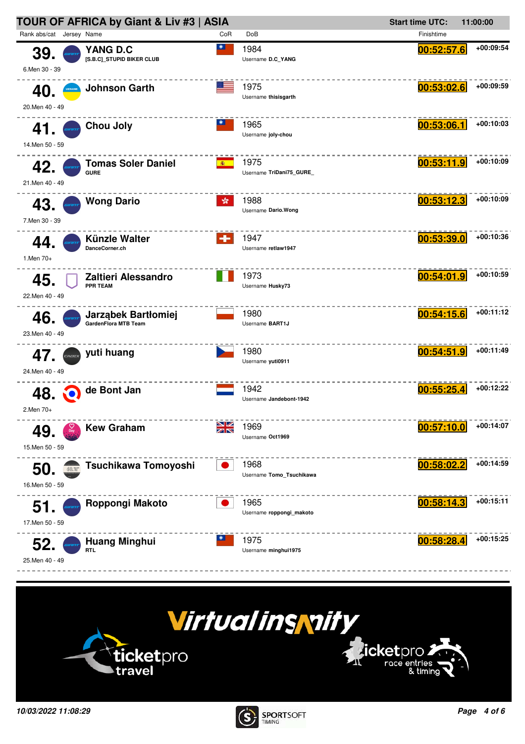# TOUR OF AFRICA by Giant & Liv #3 | ASIA

**Start time UTC:** 11:00:00

| Rank abs/cat | Jersey | Name | CoR | DoB | Finishtime | |
|---|---|---|---|---|---|---|
| **39.** 6.Men 30 - 39 | | **YANG D.C** [S.B.C]_STUPID BIKER CLUB | | 1984 Username **D.C_YANG** | **00:52:57.6** | **+00:09:54** |
| **40.** 20.Men 40 - 49 | | **Johnson Garth** | | 1975 Username **thisisgarth** | **00:53:02.6** | **+00:09:59** |
| **41.** 14.Men 50 - 59 | | **Chou Joly** | | 1965 Username **joly-chou** | **00:53:06.1** | **+00:10:03** |
| **42.** 21.Men 40 - 49 | | **Tomas Soler Daniel** GURE | | 1975 Username **TriDani75_GURE_** | **00:53:11.9** | **+00:10:09** |
| **43.** 7.Men 30 - 39 | | **Wong Dario** | | 1988 Username **Dario.Wong** | **00:53:12.3** | **+00:10:09** |
| **44.** 1.Men 70+ | | **Künzle Walter** DanceCorner.ch | | 1947 Username **retlaw1947** | **00:53:39.0** | **+00:10:36** |
| **45.** 22.Men 40 - 49 | | **Zaltieri Alessandro** PPR TEAM | | 1973 Username **Husky73** | **00:54:01.9** | **+00:10:59** |
| **46.** 23.Men 40 - 49 | | **Jarząbek Bartłomiej** GardenFlora MTB Team | | 1980 Username **BART1J** | **00:54:15.6** | **+00:11:12** |
| **47.** 24.Men 40 - 49 | | **yuti huang** | | 1980 Username **yuti0911** | **00:54:51.9** | **+00:11:49** |
| **48.** 2.Men 70+ | | **de Bont Jan** | | 1942 Username **Jandebont-1942** | **00:55:25.4** | **+00:12:22** |
| **49.** 15.Men 50 - 59 | | **Kew Graham** | | 1969 Username **Oct1969** | **00:57:10.0** | **+00:14:07** |
| **50.** 16.Men 50 - 59 | | **Tsuchikawa Tomoyoshi** | | 1968 Username **Tomo_Tsuchikawa** | **00:58:02.2** | **+00:14:59** |
| **51.** 17.Men 50 - 59 | | **Roppongi Makoto** | | 1965 Username **roppongi_makoto** | **00:58:14.3** | **+00:15:11** |
| **52.** 25.Men 40 - 49 | | **Huang Minghui** RTL | | 1975 Username **minghui1975** | **00:58:28.4** | **+00:15:25** |

*10/03/2022 11:08:29*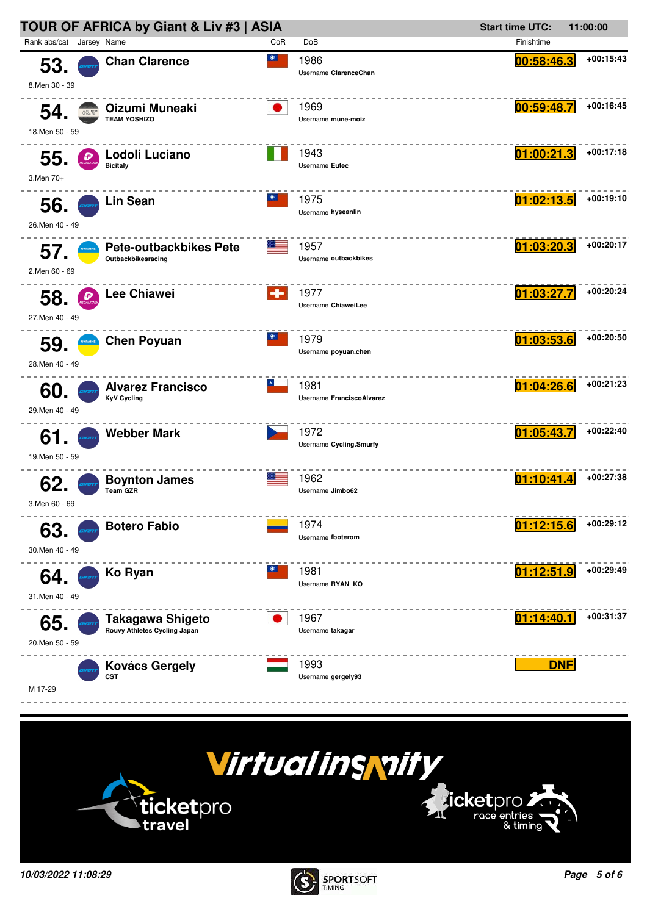## TOUR OF AFRICA by Giant & Liv #3 | ASIA

Start time UTC: 11:00:00

| Rank abs/cat | Jersey | Name | CoR | DoB | Finishtime | |
|---|---|---|---|---|---|---|
| 53. 8.Men 30 - 39 | GIANT | Chan Clarence | | 1986 Username ClarenceChan | 00:58:46.3 | +00:15:43 |
| 54. 18.Men 50 - 59 | | Oizumi Muneaki TEAM YOSHIZO | | 1969 Username mune-moiz | 00:59:48.7 | +00:16:45 |
| 55. 3.Men 70+ | PEDALITALY | Lodoli Luciano Bicitaly | | 1943 Username Eutec | 01:00:21.3 | +00:17:18 |
| 56. 26.Men 40 - 49 | GIANT | Lin Sean | | 1975 Username hyseanlin | 01:02:13.5 | +00:19:10 |
| 57. 2.Men 60 - 69 | UKRAINE | Pete-outbackbikes Pete Outbackbikesracing | | 1957 Username outbackbikes | 01:03:20.3 | +00:20:17 |
| 58. 27.Men 40 - 49 | PEDALITALY | Lee Chiawei | | 1977 Username ChiaweiLee | 01:03:27.7 | +00:20:24 |
| 59. 28.Men 40 - 49 | UKRAINE | Chen Poyuan | | 1979 Username poyuan.chen | 01:03:53.6 | +00:20:50 |
| 60. 29.Men 40 - 49 | GIANT | Alvarez Francisco KyV Cycling | | 1981 Username FranciscoAlvarez | 01:04:26.6 | +00:21:23 |
| 61. 19.Men 50 - 59 | GIANT | Webber Mark | | 1972 Username Cycling.Smurfy | 01:05:43.7 | +00:22:40 |
| 62. 3.Men 60 - 69 | GIANT | Boynton James Team GZR | | 1962 Username Jimbo62 | 01:10:41.4 | +00:27:38 |
| 63. 30.Men 40 - 49 | GIANT | Botero Fabio | | 1974 Username fboterom | 01:12:15.6 | +00:29:12 |
| 64. 31.Men 40 - 49 | GIANT | Ko Ryan | | 1981 Username RYAN_KO | 01:12:51.9 | +00:29:49 |
| 65. 20.Men 50 - 59 | GIANT | Takagawa Shigeto Rouvy Athletes Cycling Japan | | 1967 Username takagar | 01:14:40.1 | +00:31:37 |
| M 17-29 | GIANT | Kovács Gergely CST | | 1993 Username gergely93 | DNF | |

VirtualinsAnity — ticketpro travel — ticketpro race entries & timing

10/03/2022 11:08:29

SPORTSOFT TIMING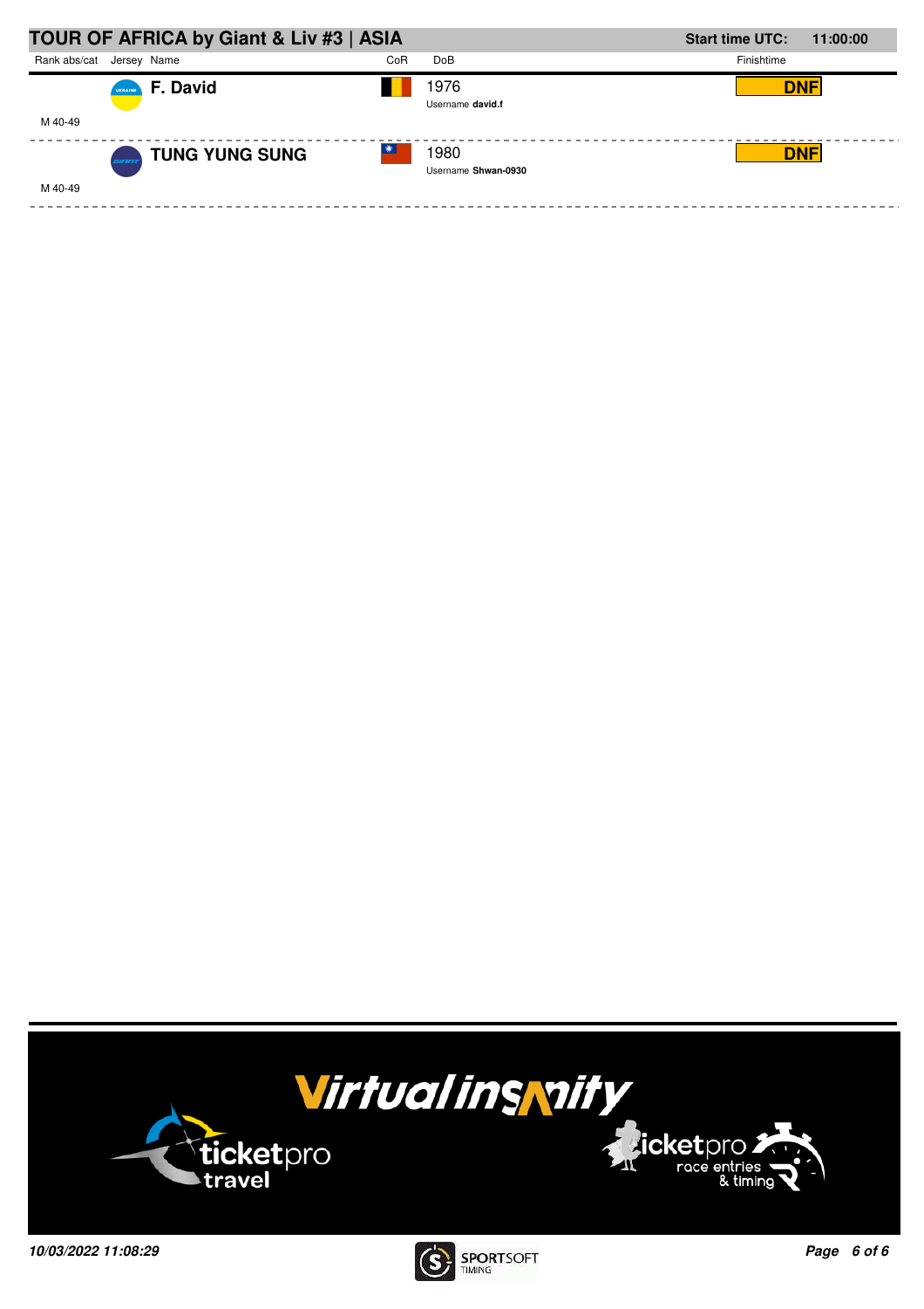## TOUR OF AFRICA by Giant & Liv #3 | ASIA

**Start time UTC:** 11:00:00

| Rank abs/cat | Jersey | Name | CoR | DoB | Finishtime |
|---|---|---|---|---|---|
| M 40-49 | UKRAINE | **F. David** | | 1976<br>Username **david.f** | **DNF** |
| M 40-49 | GIANT | **TUNG YUNG SUNG** | | 1980<br>Username **Shwan-0930** | **DNF** |

Virtualinsanity

ticketpro travel

ticketpro race entries & timing

*10/03/2022 11:08:29*

SPORTSOFT TIMING